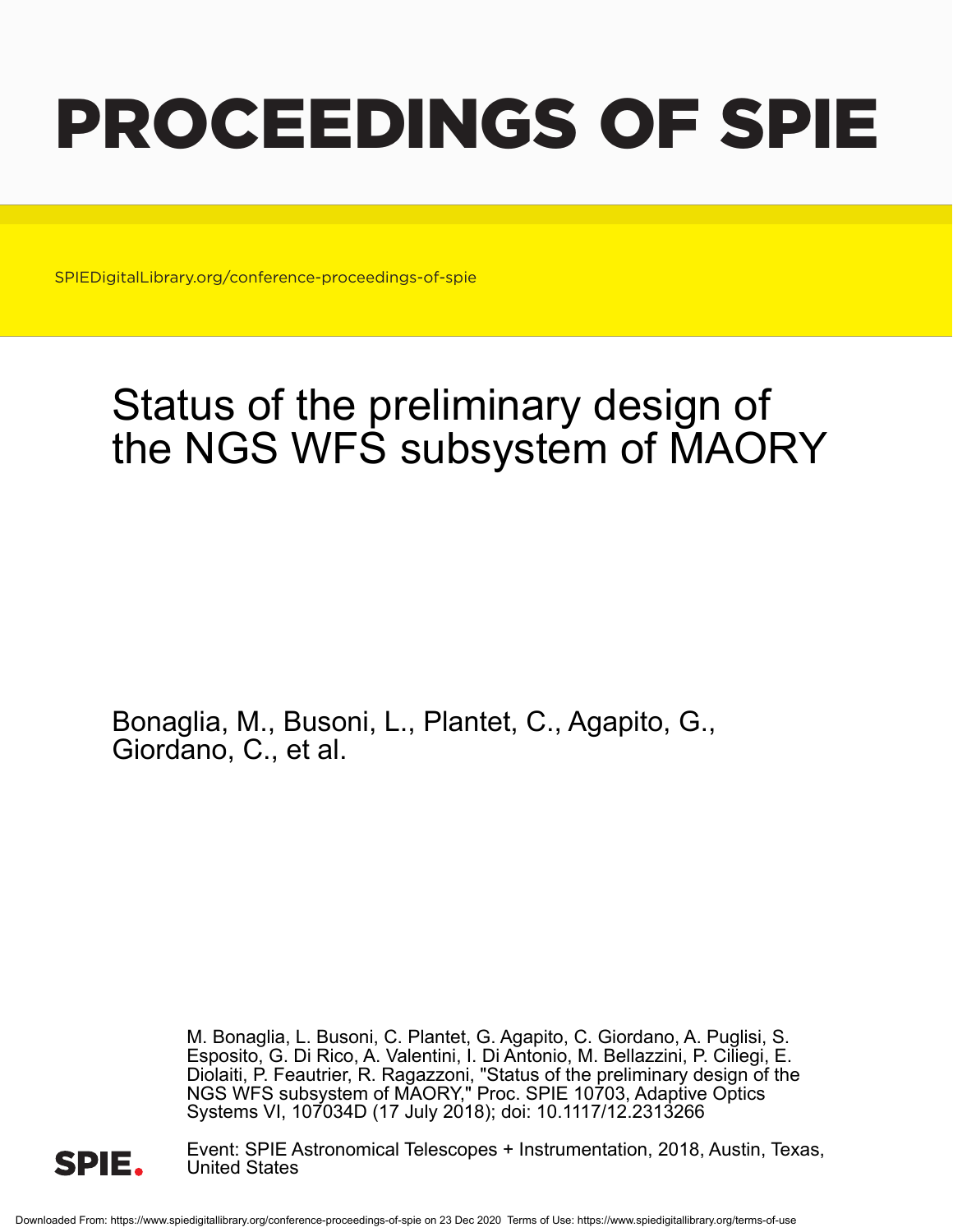# PROCEEDINGS OF SPIE

SPIEDigitalLibrary.org/conference-proceedings-of-spie

## Status of the preliminary design of the NGS WFS subsystem of MAORY

Bonaglia, M., Busoni, L., Plantet, C., Agapito, G., Giordano, C., et al.

M. Bonaglia, L. Busoni, C. Plantet, G. Agapito, C. Giordano, A. Puglisi, S. Esposito, G. Di Rico, A. Valentini, I. Di Antonio, M. Bellazzini, P. Ciliegi, E. Diolaiti, P. Feautrier, R. Ragazzoni, "Status of the preliminary design of the NGS WFS subsystem of MAORY," Proc. SPIE 10703, Adaptive Optics Systems VI, 107034D (17 July 2018); doi: 10.1117/12.2313266

SPIE.

Event: SPIE Astronomical Telescopes + Instrumentation, 2018, Austin, Texas, United States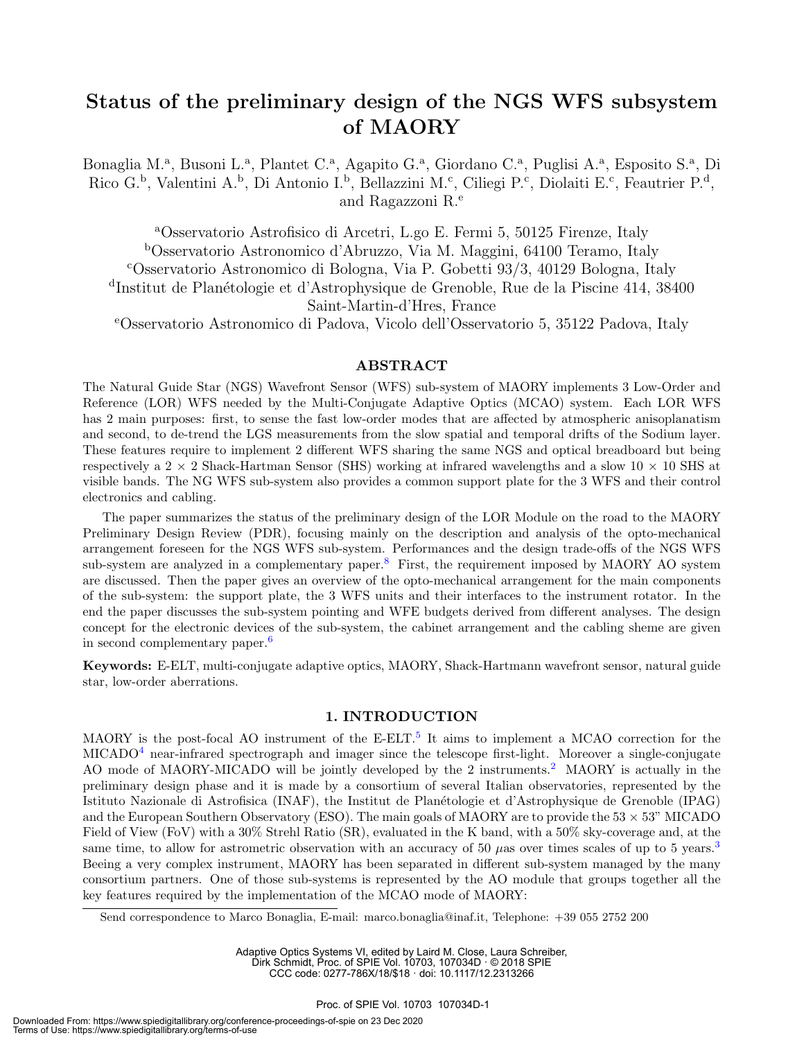# Status of the preliminary design of the NGS WFS subsystem of MAORY

Bonaglia M.[a], Busoni L.[a], Plantet C.[a], Agapito G.[a], Giordano C.[a], Puglisi A.[a], Esposito S.[a], Di Rico G.[b], Valentini A.[b], Di Antonio I.[b], Bellazzini M.[c], Ciliegi P.[c], Diolaiti E.[c], Feautrier P.[d], and Ragazzoni R.[e]

[a]Osservatorio Astrofisico di Arcetri, L.go E. Fermi 5, 50125 Firenze, Italy
[b]Osservatorio Astronomico d'Abruzzo, Via M. Maggini, 64100 Teramo, Italy
[c]Osservatorio Astronomico di Bologna, Via P. Gobetti 93/3, 40129 Bologna, Italy
[d]Institut de Planétologie et d'Astrophysique de Grenoble, Rue de la Piscine 414, 38400 Saint-Martin-d'Hres, France
[e]Osservatorio Astronomico di Padova, Vicolo dell'Osservatorio 5, 35122 Padova, Italy

## ABSTRACT

The Natural Guide Star (NGS) Wavefront Sensor (WFS) sub-system of MAORY implements 3 Low-Order and Reference (LOR) WFS needed by the Multi-Conjugate Adaptive Optics (MCAO) system. Each LOR WFS has 2 main purposes: first, to sense the fast low-order modes that are affected by atmospheric anisoplanatism and second, to de-trend the LGS measurements from the slow spatial and temporal drifts of the Sodium layer. These features require to implement 2 different WFS sharing the same NGS and optical breadboard but being respectively a $2 \times 2$ Shack-Hartman Sensor (SHS) working at infrared wavelengths and a slow $10 \times 10$ SHS at visible bands. The NG WFS sub-system also provides a common support plate for the 3 WFS and their control electronics and cabling.

The paper summarizes the status of the preliminary design of the LOR Module on the road to the MAORY Preliminary Design Review (PDR), focusing mainly on the description and analysis of the opto-mechanical arrangement foreseen for the NGS WFS sub-system. Performances and the design trade-offs of the NGS WFS sub-system are analyzed in a complementary paper.[8] First, the requirement imposed by MAORY AO system are discussed. Then the paper gives an overview of the opto-mechanical arrangement for the main components of the sub-system: the support plate, the 3 WFS units and their interfaces to the instrument rotator. In the end the paper discusses the sub-system pointing and WFE budgets derived from different analyses. The design concept for the electronic devices of the sub-system, the cabinet arrangement and the cabling sheme are given in second complementary paper.[6]

**Keywords:** E-ELT, multi-conjugate adaptive optics, MAORY, Shack-Hartmann wavefront sensor, natural guide star, low-order aberrations.

## 1. INTRODUCTION

MAORY is the post-focal AO instrument of the E-ELT.[5] It aims to implement a MCAO correction for the MICADO[4] near-infrared spectrograph and imager since the telescope first-light. Moreover a single-conjugate AO mode of MAORY-MICADO will be jointly developed by the 2 instruments.[2] MAORY is actually in the preliminary design phase and it is made by a consortium of several Italian observatories, represented by the Istituto Nazionale di Astrofisica (INAF), the Institut de Planétologie et d'Astrophysique de Grenoble (IPAG) and the European Southern Observatory (ESO). The main goals of MAORY are to provide the $53 \times 53$" MICADO Field of View (FoV) with a 30% Strehl Ratio (SR), evaluated in the K band, with a 50% sky-coverage and, at the same time, to allow for astrometric observation with an accuracy of 50 $\mu$as over times scales of up to 5 years.[3] Beeing a very complex instrument, MAORY has been separated in different sub-system managed by the many consortium partners. One of those sub-systems is represented by the AO module that groups together all the key features required by the implementation of the MCAO mode of MAORY:

Send correspondence to Marco Bonaglia, E-mail: marco.bonaglia@inaf.it, Telephone: +39 055 2752 200

Adaptive Optics Systems VI, edited by Laird M. Close, Laura Schreiber, Dirk Schmidt, Proc. of SPIE Vol. 10703, 107034D · © 2018 SPIE CCC code: 0277-786X/18/$18 · doi: 10.1117/12.2313266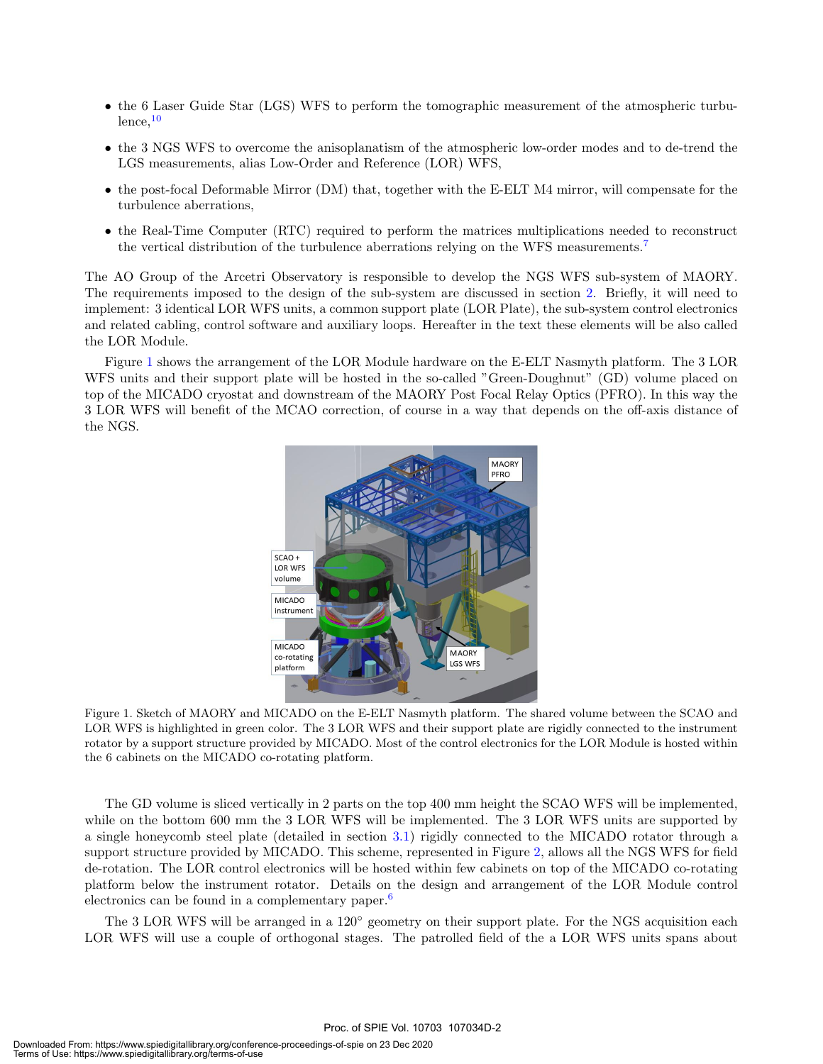- the 6 Laser Guide Star (LGS) WFS to perform the tomographic measurement of the atmospheric turbulence,[10]
- the 3 NGS WFS to overcome the anisoplanatism of the atmospheric low-order modes and to de-trend the LGS measurements, alias Low-Order and Reference (LOR) WFS,
- the post-focal Deformable Mirror (DM) that, together with the E-ELT M4 mirror, will compensate for the turbulence aberrations,
- the Real-Time Computer (RTC) required to perform the matrices multiplications needed to reconstruct the vertical distribution of the turbulence aberrations relying on the WFS measurements.[7]

The AO Group of the Arcetri Observatory is responsible to develop the NGS WFS sub-system of MAORY. The requirements imposed to the design of the sub-system are discussed in section 2. Briefly, it will need to implement: 3 identical LOR WFS units, a common support plate (LOR Plate), the sub-system control electronics and related cabling, control software and auxiliary loops. Hereafter in the text these elements will be also called the LOR Module.

Figure 1 shows the arrangement of the LOR Module hardware on the E-ELT Nasmyth platform. The 3 LOR WFS units and their support plate will be hosted in the so-called "Green-Doughnut" (GD) volume placed on top of the MICADO cryostat and downstream of the MAORY Post Focal Relay Optics (PFRO). In this way the 3 LOR WFS will benefit of the MCAO correction, of course in a way that depends on the off-axis distance of the NGS.

Figure 1. Sketch of MAORY and MICADO on the E-ELT Nasmyth platform. The shared volume between the SCAO and LOR WFS is highlighted in green color. The 3 LOR WFS and their support plate are rigidly connected to the instrument rotator by a support structure provided by MICADO. Most of the control electronics for the LOR Module is hosted within the 6 cabinets on the MICADO co-rotating platform.

The GD volume is sliced vertically in 2 parts on the top 400 mm height the SCAO WFS will be implemented, while on the bottom 600 mm the 3 LOR WFS will be implemented. The 3 LOR WFS units are supported by a single honeycomb steel plate (detailed in section 3.1) rigidly connected to the MICADO rotator through a support structure provided by MICADO. This scheme, represented in Figure 2, allows all the NGS WFS for field de-rotation. The LOR control electronics will be hosted within few cabinets on top of the MICADO co-rotating platform below the instrument rotator. Details on the design and arrangement of the LOR Module control electronics can be found in a complementary paper.[6]

The 3 LOR WFS will be arranged in a 120° geometry on their support plate. For the NGS acquisition each LOR WFS will use a couple of orthogonal stages. The patrolled field of the a LOR WFS units spans about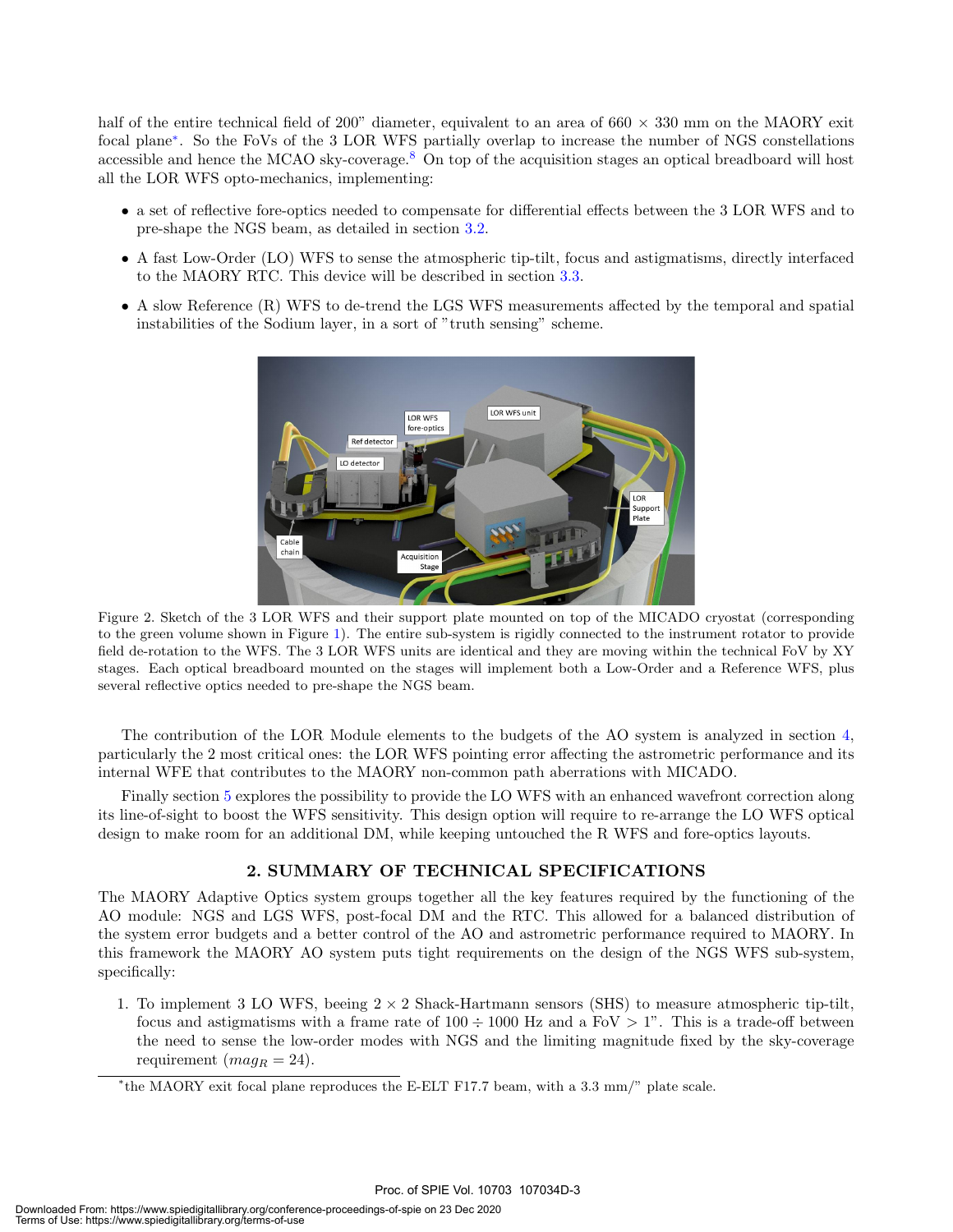half of the entire technical field of 200" diameter, equivalent to an area of 660 × 330 mm on the MAORY exit focal plane*. So the FoVs of the 3 LOR WFS partially overlap to increase the number of NGS constellations accessible and hence the MCAO sky-coverage.[8] On top of the acquisition stages an optical breadboard will host all the LOR WFS opto-mechanics, implementing:

- a set of reflective fore-optics needed to compensate for differential effects between the 3 LOR WFS and to pre-shape the NGS beam, as detailed in section 3.2.
- A fast Low-Order (LO) WFS to sense the atmospheric tip-tilt, focus and astigmatisms, directly interfaced to the MAORY RTC. This device will be described in section 3.3.
- A slow Reference (R) WFS to de-trend the LGS WFS measurements affected by the temporal and spatial instabilities of the Sodium layer, in a sort of "truth sensing" scheme.

Figure 2. Sketch of the 3 LOR WFS and their support plate mounted on top of the MICADO cryostat (corresponding to the green volume shown in Figure 1). The entire sub-system is rigidly connected to the instrument rotator to provide field de-rotation to the WFS. The 3 LOR WFS units are identical and they are moving within the technical FoV by XY stages. Each optical breadboard mounted on the stages will implement both a Low-Order and a Reference WFS, plus several reflective optics needed to pre-shape the NGS beam.

The contribution of the LOR Module elements to the budgets of the AO system is analyzed in section 4, particularly the 2 most critical ones: the LOR WFS pointing error affecting the astrometric performance and its internal WFE that contributes to the MAORY non-common path aberrations with MICADO.

Finally section 5 explores the possibility to provide the LO WFS with an enhanced wavefront correction along its line-of-sight to boost the WFS sensitivity. This design option will require to re-arrange the LO WFS optical design to make room for an additional DM, while keeping untouched the R WFS and fore-optics layouts.

## 2. SUMMARY OF TECHNICAL SPECIFICATIONS

The MAORY Adaptive Optics system groups together all the key features required by the functioning of the AO module: NGS and LGS WFS, post-focal DM and the RTC. This allowed for a balanced distribution of the system error budgets and a better control of the AO and astrometric performance required to MAORY. In this framework the MAORY AO system puts tight requirements on the design of the NGS WFS sub-system, specifically:

1. To implement 3 LO WFS, beeing 2 × 2 Shack-Hartmann sensors (SHS) to measure atmospheric tip-tilt, focus and astigmatisms with a frame rate of 100 ÷ 1000 Hz and a FoV > 1". This is a trade-off between the need to sense the low-order modes with NGS and the limiting magnitude fixed by the sky-coverage requirement ($mag_R = 24$).

*the MAORY exit focal plane reproduces the E-ELT F17.7 beam, with a 3.3 mm/" plate scale.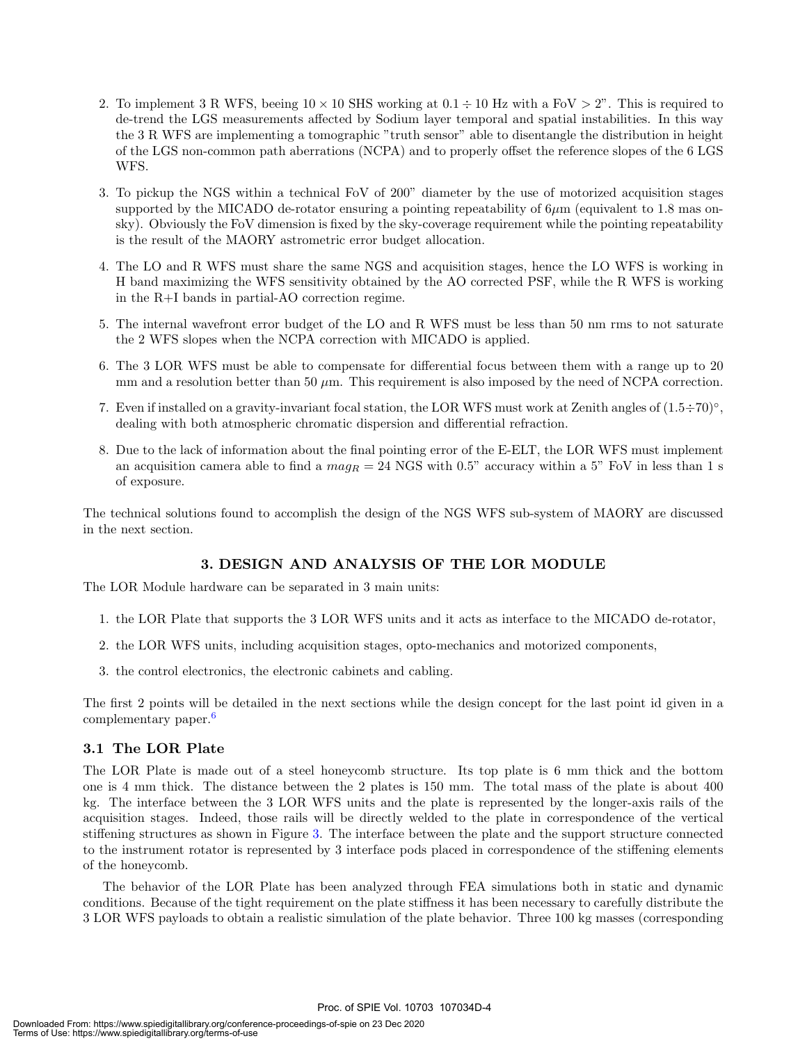2. To implement 3 R WFS, beeing $10 \times 10$ SHS working at $0.1 \div 10$ Hz with a FoV $> 2$". This is required to de-trend the LGS measurements affected by Sodium layer temporal and spatial instabilities. In this way the 3 R WFS are implementing a tomographic "truth sensor" able to disentangle the distribution in height of the LGS non-common path aberrations (NCPA) and to properly offset the reference slopes of the 6 LGS WFS.

3. To pickup the NGS within a technical FoV of 200" diameter by the use of motorized acquisition stages supported by the MICADO de-rotator ensuring a pointing repeatability of $6\mu$m (equivalent to 1.8 mas on-sky). Obviously the FoV dimension is fixed by the sky-coverage requirement while the pointing repeatability is the result of the MAORY astrometric error budget allocation.

4. The LO and R WFS must share the same NGS and acquisition stages, hence the LO WFS is working in H band maximizing the WFS sensitivity obtained by the AO corrected PSF, while the R WFS is working in the R+I bands in partial-AO correction regime.

5. The internal wavefront error budget of the LO and R WFS must be less than 50 nm rms to not saturate the 2 WFS slopes when the NCPA correction with MICADO is applied.

6. The 3 LOR WFS must be able to compensate for differential focus between them with a range up to 20 mm and a resolution better than 50 $\mu$m. This requirement is also imposed by the need of NCPA correction.

7. Even if installed on a gravity-invariant focal station, the LOR WFS must work at Zenith angles of $(1.5 \div 70)^{\circ}$, dealing with both atmospheric chromatic dispersion and differential refraction.

8. Due to the lack of information about the final pointing error of the E-ELT, the LOR WFS must implement an acquisition camera able to find a $mag_R = 24$ NGS with 0.5" accuracy within a 5" FoV in less than 1 s of exposure.

The technical solutions found to accomplish the design of the NGS WFS sub-system of MAORY are discussed in the next section.

## 3. DESIGN AND ANALYSIS OF THE LOR MODULE

The LOR Module hardware can be separated in 3 main units:

1. the LOR Plate that supports the 3 LOR WFS units and it acts as interface to the MICADO de-rotator,
2. the LOR WFS units, including acquisition stages, opto-mechanics and motorized components,
3. the control electronics, the electronic cabinets and cabling.

The first 2 points will be detailed in the next sections while the design concept for the last point id given in a complementary paper.[6]

### 3.1 The LOR Plate

The LOR Plate is made out of a steel honeycomb structure. Its top plate is 6 mm thick and the bottom one is 4 mm thick. The distance between the 2 plates is 150 mm. The total mass of the plate is about 400 kg. The interface between the 3 LOR WFS units and the plate is represented by the longer-axis rails of the acquisition stages. Indeed, those rails will be directly welded to the plate in correspondence of the vertical stiffening structures as shown in Figure 3. The interface between the plate and the support structure connected to the instrument rotator is represented by 3 interface pods placed in correspondence of the stiffening elements of the honeycomb.

The behavior of the LOR Plate has been analyzed through FEA simulations both in static and dynamic conditions. Because of the tight requirement on the plate stiffness it has been necessary to carefully distribute the 3 LOR WFS payloads to obtain a realistic simulation of the plate behavior. Three 100 kg masses (corresponding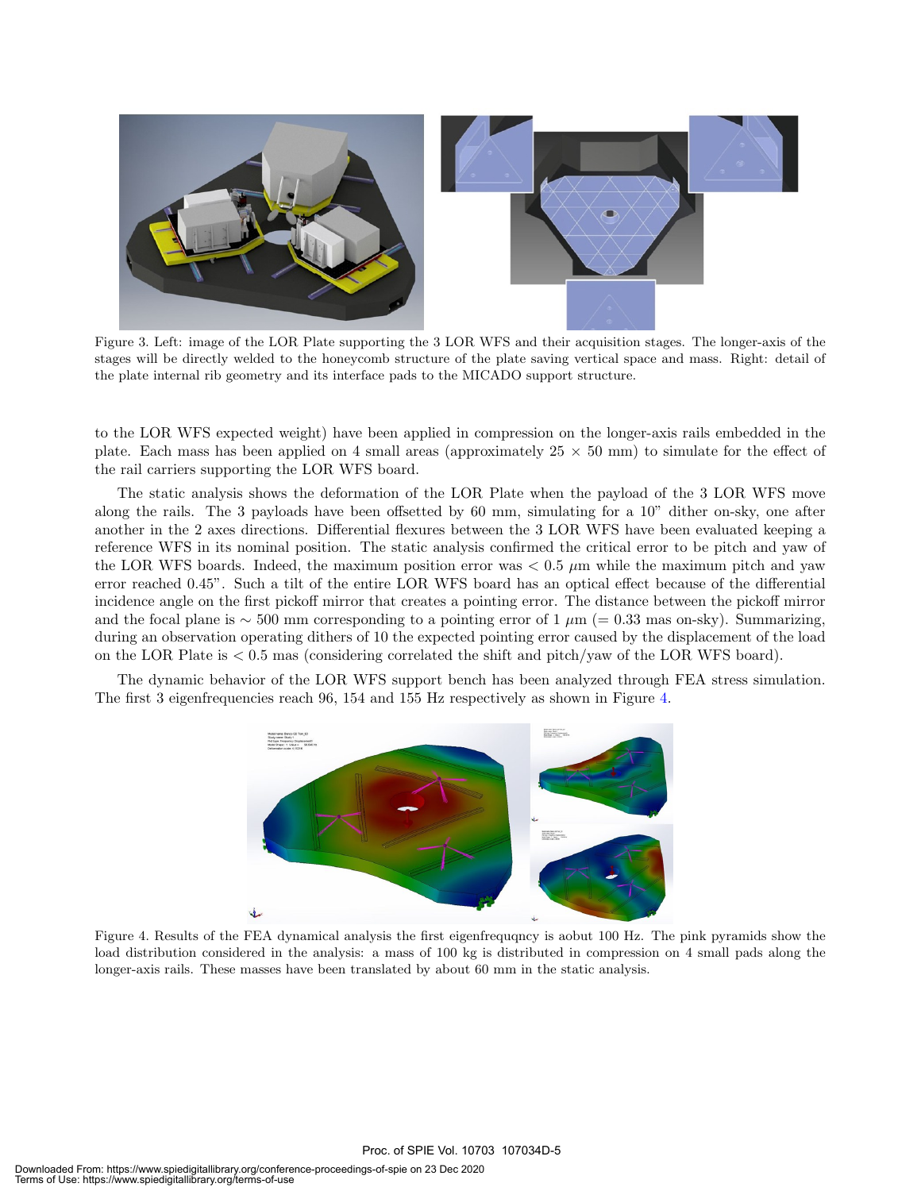Figure 3. Left: image of the LOR Plate supporting the 3 LOR WFS and their acquisition stages. The longer-axis of the stages will be directly welded to the honeycomb structure of the plate saving vertical space and mass. Right: detail of the plate internal rib geometry and its interface pads to the MICADO support structure.

to the LOR WFS expected weight) have been applied in compression on the longer-axis rails embedded in the plate. Each mass has been applied on 4 small areas (approximately 25 × 50 mm) to simulate for the effect of the rail carriers supporting the LOR WFS board.

The static analysis shows the deformation of the LOR Plate when the payload of the 3 LOR WFS move along the rails. The 3 payloads have been offsetted by 60 mm, simulating for a 10" dither on-sky, one after another in the 2 axes directions. Differential flexures between the 3 LOR WFS have been evaluated keeping a reference WFS in its nominal position. The static analysis confirmed the critical error to be pitch and yaw of the LOR WFS boards. Indeed, the maximum position error was $< 0.5$ $\mu$m while the maximum pitch and yaw error reached 0.45". Such a tilt of the entire LOR WFS board has an optical effect because of the differential incidence angle on the first pickoff mirror that creates a pointing error. The distance between the pickoff mirror and the focal plane is $\sim$ 500 mm corresponding to a pointing error of 1 $\mu$m (= 0.33 mas on-sky). Summarizing, during an observation operating dithers of 10 the expected pointing error caused by the displacement of the load on the LOR Plate is $< 0.5$ mas (considering correlated the shift and pitch/yaw of the LOR WFS board).

The dynamic behavior of the LOR WFS support bench has been analyzed through FEA stress simulation. The first 3 eigenfrequencies reach 96, 154 and 155 Hz respectively as shown in Figure 4.

Figure 4. Results of the FEA dynamical analysis the first eigenfrequqncy is aobut 100 Hz. The pink pyramids show the load distribution considered in the analysis: a mass of 100 kg is distributed in compression on 4 small pads along the longer-axis rails. These masses have been translated by about 60 mm in the static analysis.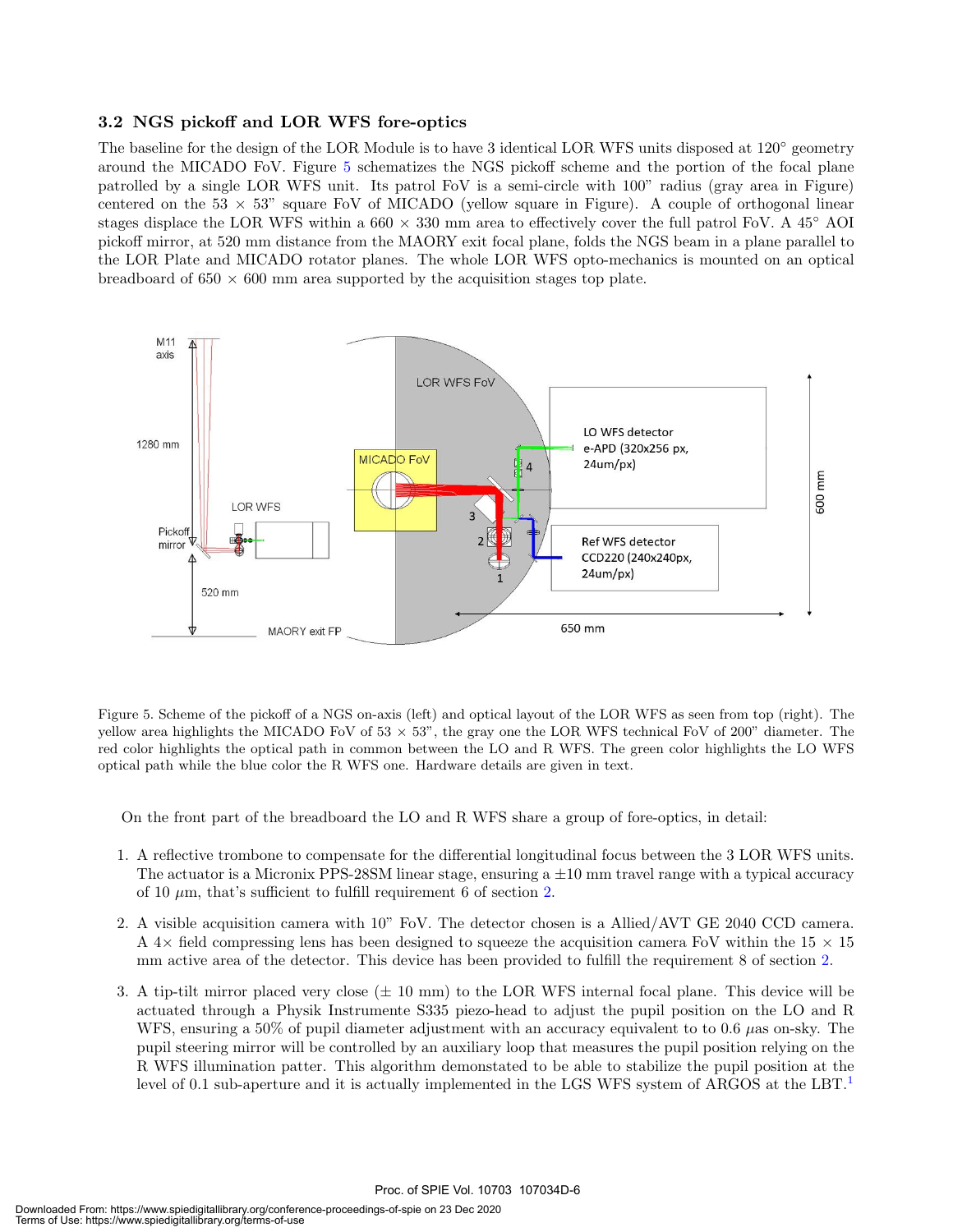### 3.2 NGS pickoff and LOR WFS fore-optics

The baseline for the design of the LOR Module is to have 3 identical LOR WFS units disposed at 120° geometry around the MICADO FoV. Figure 5 schematizes the NGS pickoff scheme and the portion of the focal plane patrolled by a single LOR WFS unit. Its patrol FoV is a semi-circle with 100" radius (gray area in Figure) centered on the 53 × 53" square FoV of MICADO (yellow square in Figure). A couple of orthogonal linear stages displace the LOR WFS within a 660 × 330 mm area to effectively cover the full patrol FoV. A 45° AOI pickoff mirror, at 520 mm distance from the MAORY exit focal plane, folds the NGS beam in a plane parallel to the LOR Plate and MICADO rotator planes. The whole LOR WFS opto-mechanics is mounted on an optical breadboard of 650 × 600 mm area supported by the acquisition stages top plate.

Figure 5. Scheme of the pickoff of a NGS on-axis (left) and optical layout of the LOR WFS as seen from top (right). The yellow area highlights the MICADO FoV of 53 × 53", the gray one the LOR WFS technical FoV of 200" diameter. The red color highlights the optical path in common between the LO and R WFS. The green color highlights the LO WFS optical path while the blue color the R WFS one. Hardware details are given in text.

On the front part of the breadboard the LO and R WFS share a group of fore-optics, in detail:

1. A reflective trombone to compensate for the differential longitudinal focus between the 3 LOR WFS units. The actuator is a Micronix PPS-28SM linear stage, ensuring a ±10 mm travel range with a typical accuracy of 10 $\mu$m, that's sufficient to fulfill requirement 6 of section 2.
2. A visible acquisition camera with 10" FoV. The detector chosen is a Allied/AVT GE 2040 CCD camera. A 4× field compressing lens has been designed to squeeze the acquisition camera FoV within the 15 × 15 mm active area of the detector. This device has been provided to fulfill the requirement 8 of section 2.
3. A tip-tilt mirror placed very close (± 10 mm) to the LOR WFS internal focal plane. This device will be actuated through a Physik Instrumente S335 piezo-head to adjust the pupil position on the LO and R WFS, ensuring a 50% of pupil diameter adjustment with an accuracy equivalent to to 0.6 $\mu$as on-sky. The pupil steering mirror will be controlled by an auxiliary loop that measures the pupil position relying on the R WFS illumination patter. This algorithm demonstated to be able to stabilize the pupil position at the level of 0.1 sub-aperture and it is actually implemented in the LGS WFS system of ARGOS at the LBT.[1]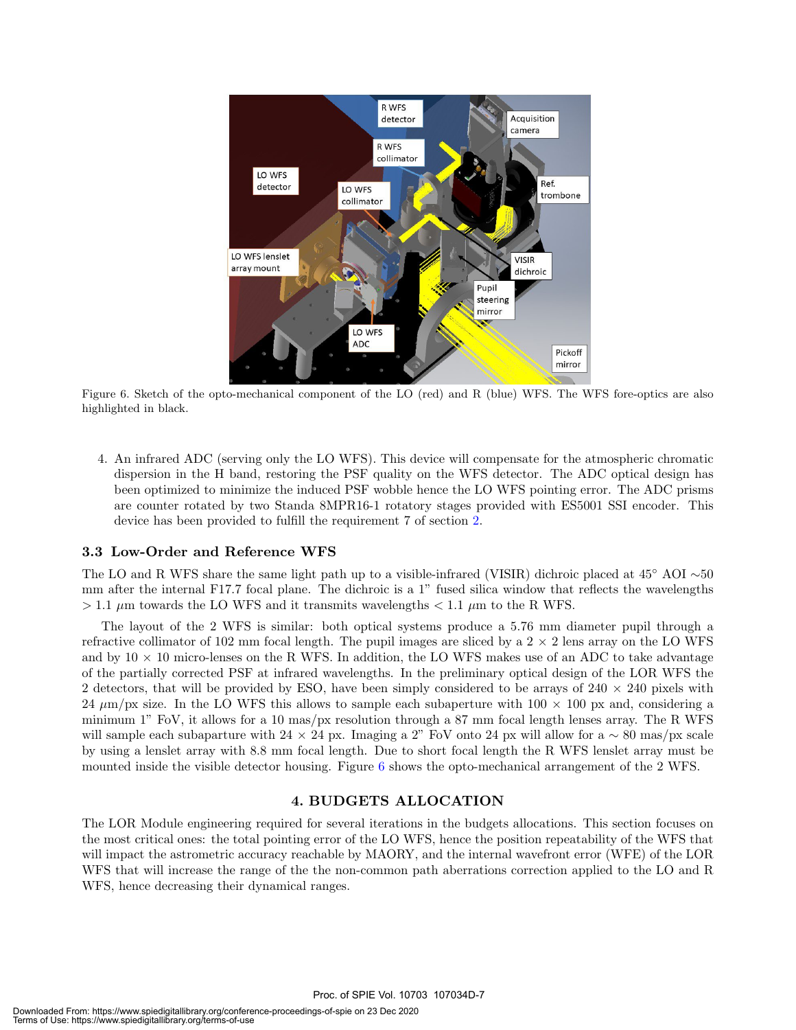Figure 6. Sketch of the opto-mechanical component of the LO (red) and R (blue) WFS. The WFS fore-optics are also highlighted in black.

4. An infrared ADC (serving only the LO WFS). This device will compensate for the atmospheric chromatic dispersion in the H band, restoring the PSF quality on the WFS detector. The ADC optical design has been optimized to minimize the induced PSF wobble hence the LO WFS pointing error. The ADC prisms are counter rotated by two Standa 8MPR16-1 rotatory stages provided with ES5001 SSI encoder. This device has been provided to fulfill the requirement 7 of section 2.

### 3.3 Low-Order and Reference WFS

The LO and R WFS share the same light path up to a visible-infrared (VISIR) dichroic placed at 45° AOI ∼50 mm after the internal F17.7 focal plane. The dichroic is a 1" fused silica window that reflects the wavelengths $> 1.1$ $\mu$m towards the LO WFS and it transmits wavelengths $< 1.1$ $\mu$m to the R WFS.

The layout of the 2 WFS is similar: both optical systems produce a 5.76 mm diameter pupil through a refractive collimator of 102 mm focal length. The pupil images are sliced by a $2 \times 2$ lens array on the LO WFS and by $10 \times 10$ micro-lenses on the R WFS. In addition, the LO WFS makes use of an ADC to take advantage of the partially corrected PSF at infrared wavelengths. In the preliminary optical design of the LOR WFS the 2 detectors, that will be provided by ESO, have been simply considered to be arrays of $240 \times 240$ pixels with 24 $\mu$m/px size. In the LO WFS this allows to sample each subaperture with $100 \times 100$ px and, considering a minimum 1" FoV, it allows for a 10 mas/px resolution through a 87 mm focal length lenses array. The R WFS will sample each subaparture with $24 \times 24$ px. Imaging a 2" FoV onto 24 px will allow for a ∼ 80 mas/px scale by using a lenslet array with 8.8 mm focal length. Due to short focal length the R WFS lenslet array must be mounted inside the visible detector housing. Figure 6 shows the opto-mechanical arrangement of the 2 WFS.

## 4. BUDGETS ALLOCATION

The LOR Module engineering required for several iterations in the budgets allocations. This section focuses on the most critical ones: the total pointing error of the LO WFS, hence the position repeatability of the WFS that will impact the astrometric accuracy reachable by MAORY, and the internal wavefront error (WFE) of the LOR WFS that will increase the range of the the non-common path aberrations correction applied to the LO and R WFS, hence decreasing their dynamical ranges.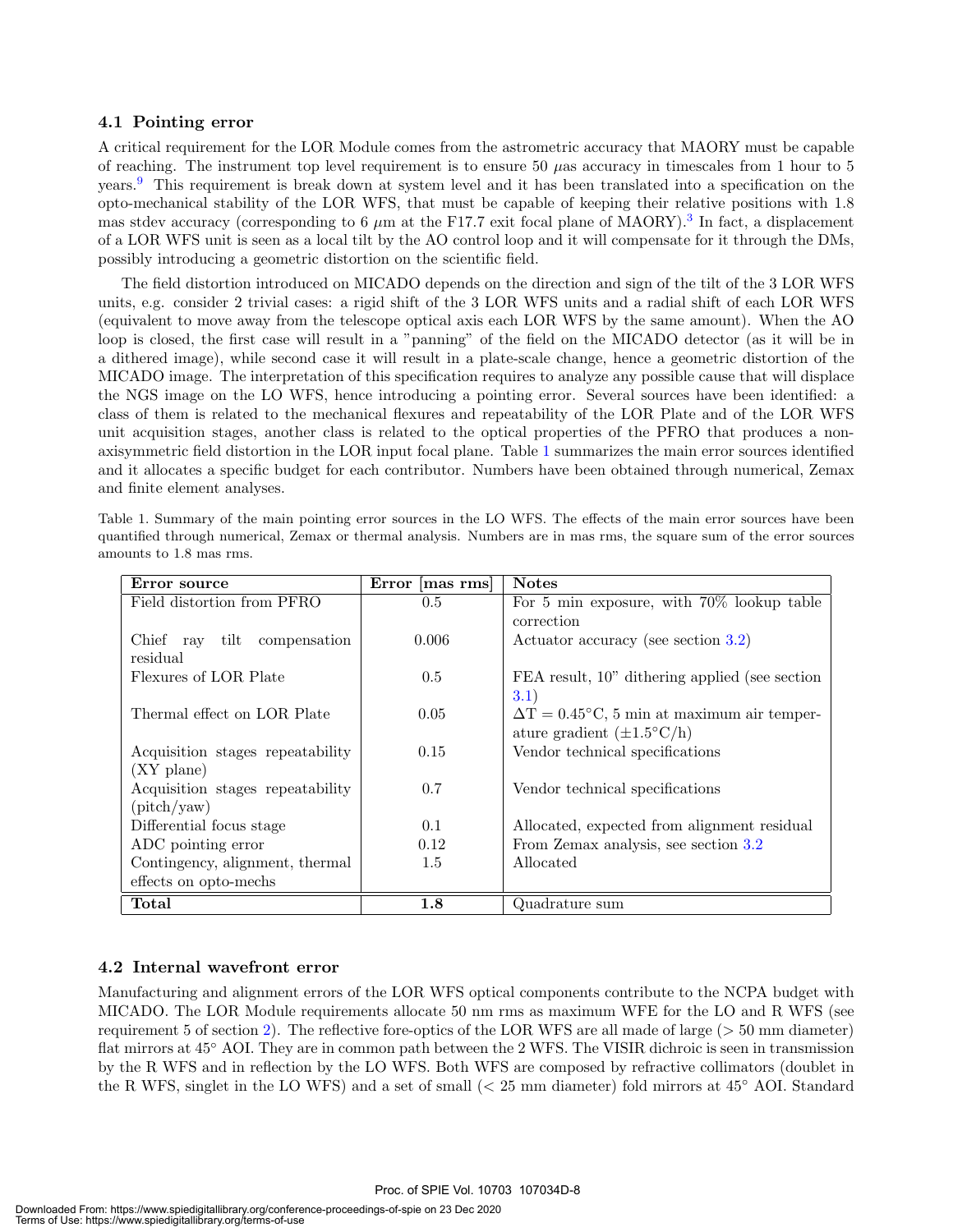### 4.1 Pointing error

A critical requirement for the LOR Module comes from the astrometric accuracy that MAORY must be capable of reaching. The instrument top level requirement is to ensure 50 $\mu$as accuracy in timescales from 1 hour to 5 years.[9] This requirement is break down at system level and it has been translated into a specification on the opto-mechanical stability of the LOR WFS, that must be capable of keeping their relative positions with 1.8 mas stdev accuracy (corresponding to 6 $\mu$m at the F17.7 exit focal plane of MAORY).[3] In fact, a displacement of a LOR WFS unit is seen as a local tilt by the AO control loop and it will compensate for it through the DMs, possibly introducing a geometric distortion on the scientific field.

The field distortion introduced on MICADO depends on the direction and sign of the tilt of the 3 LOR WFS units, e.g. consider 2 trivial cases: a rigid shift of the 3 LOR WFS units and a radial shift of each LOR WFS (equivalent to move away from the telescope optical axis each LOR WFS by the same amount). When the AO loop is closed, the first case will result in a "panning" of the field on the MICADO detector (as it will be in a dithered image), while second case it will result in a plate-scale change, hence a geometric distortion of the MICADO image. The interpretation of this specification requires to analyze any possible cause that will displace the NGS image on the LO WFS, hence introducing a pointing error. Several sources have been identified: a class of them is related to the mechanical flexures and repeatability of the LOR Plate and of the LOR WFS unit acquisition stages, another class is related to the optical properties of the PFRO that produces a non-axisymmetric field distortion in the LOR input focal plane. Table 1 summarizes the main error sources identified and it allocates a specific budget for each contributor. Numbers have been obtained through numerical, Zemax and finite element analyses.

Table 1. Summary of the main pointing error sources in the LO WFS. The effects of the main error sources have been quantified through numerical, Zemax or thermal analysis. Numbers are in mas rms, the square sum of the error sources amounts to 1.8 mas rms.

| Error source | Error [mas rms] | Notes |
|---|---|---|
| Field distortion from PFRO | 0.5 | For 5 min exposure, with 70% lookup table correction |
| Chief ray tilt compensation residual | 0.006 | Actuator accuracy (see section 3.2) |
| Flexures of LOR Plate | 0.5 | FEA result, 10" dithering applied (see section 3.1) |
| Thermal effect on LOR Plate | 0.05 | $\Delta T = 0.45°C$, 5 min at maximum air temperature gradient ($\pm 1.5°C/h$) |
| Acquisition stages repeatability (XY plane) | 0.15 | Vendor technical specifications |
| Acquisition stages repeatability (pitch/yaw) | 0.7 | Vendor technical specifications |
| Differential focus stage | 0.1 | Allocated, expected from alignment residual |
| ADC pointing error | 0.12 | From Zemax analysis, see section 3.2 |
| Contingency, alignment, thermal effects on opto-mechs | 1.5 | Allocated |
| **Total** | **1.8** | Quadrature sum |

### 4.2 Internal wavefront error

Manufacturing and alignment errors of the LOR WFS optical components contribute to the NCPA budget with MICADO. The LOR Module requirements allocate 50 nm rms as maximum WFE for the LO and R WFS (see requirement 5 of section 2). The reflective fore-optics of the LOR WFS are all made of large (> 50 mm diameter) flat mirrors at 45° AOI. They are in common path between the 2 WFS. The VISIR dichroic is seen in transmission by the R WFS and in reflection by the LO WFS. Both WFS are composed by refractive collimators (doublet in the R WFS, singlet in the LO WFS) and a set of small (< 25 mm diameter) fold mirrors at 45° AOI. Standard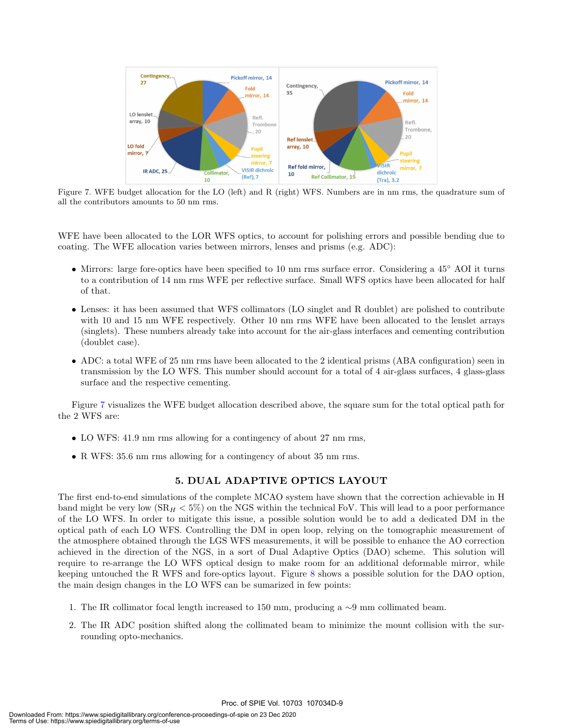Figure 7. WFE budget allocation for the LO (left) and R (right) WFS. Numbers are in nm rms, the quadrature sum of all the contributors amounts to 50 nm rms.

WFE have been allocated to the LOR WFS optics, to account for polishing errors and possible bending due to coating. The WFE allocation varies between mirrors, lenses and prisms (e.g. ADC):

- Mirrors: large fore-optics have been specified to 10 nm rms surface error. Considering a 45° AOI it turns to a contribution of 14 nm rms WFE per reflective surface. Small WFS optics have been allocated for half of that.
- Lenses: it has been assumed that WFS collimators (LO singlet and R doublet) are polished to contribute with 10 and 15 nm WFE respectively. Other 10 nm rms WFE have been allocated to the lenslet arrays (singlets). These numbers already take into account for the air-glass interfaces and cementing contribution (doublet case).
- ADC: a total WFE of 25 nm rms have been allocated to the 2 identical prisms (ABA configuration) seen in transmission by the LO WFS. This number should account for a total of 4 air-glass surfaces, 4 glass-glass surface and the respective cementing.

Figure 7 visualizes the WFE budget allocation described above, the square sum for the total optical path for the 2 WFS are:

- LO WFS: 41.9 nm rms allowing for a contingency of about 27 nm rms,
- R WFS: 35.6 nm rms allowing for a contingency of about 35 nm rms.

## 5. DUAL ADAPTIVE OPTICS LAYOUT

The first end-to-end simulations of the complete MCAO system have shown that the correction achievable in H band might be very low ($SR_H < 5\%$) on the NGS within the technical FoV. This will lead to a poor performance of the LO WFS. In order to mitigate this issue, a possible solution would be to add a dedicated DM in the optical path of each LO WFS. Controlling the DM in open loop, relying on the tomographic measurement of the atmosphere obtained through the LGS WFS measurements, it will be possible to enhance the AO correction achieved in the direction of the NGS, in a sort of Dual Adaptive Optics (DAO) scheme. This solution will require to re-arrange the LO WFS optical design to make room for an additional deformable mirror, while keeping untouched the R WFS and fore-optics layout. Figure 8 shows a possible solution for the DAO option, the main design changes in the LO WFS can be sumarized in few points:

1. The IR collimator focal length increased to 150 mm, producing a ∼9 mm collimated beam.
2. The IR ADC position shifted along the collimated beam to minimize the mount collision with the surrounding opto-mechanics.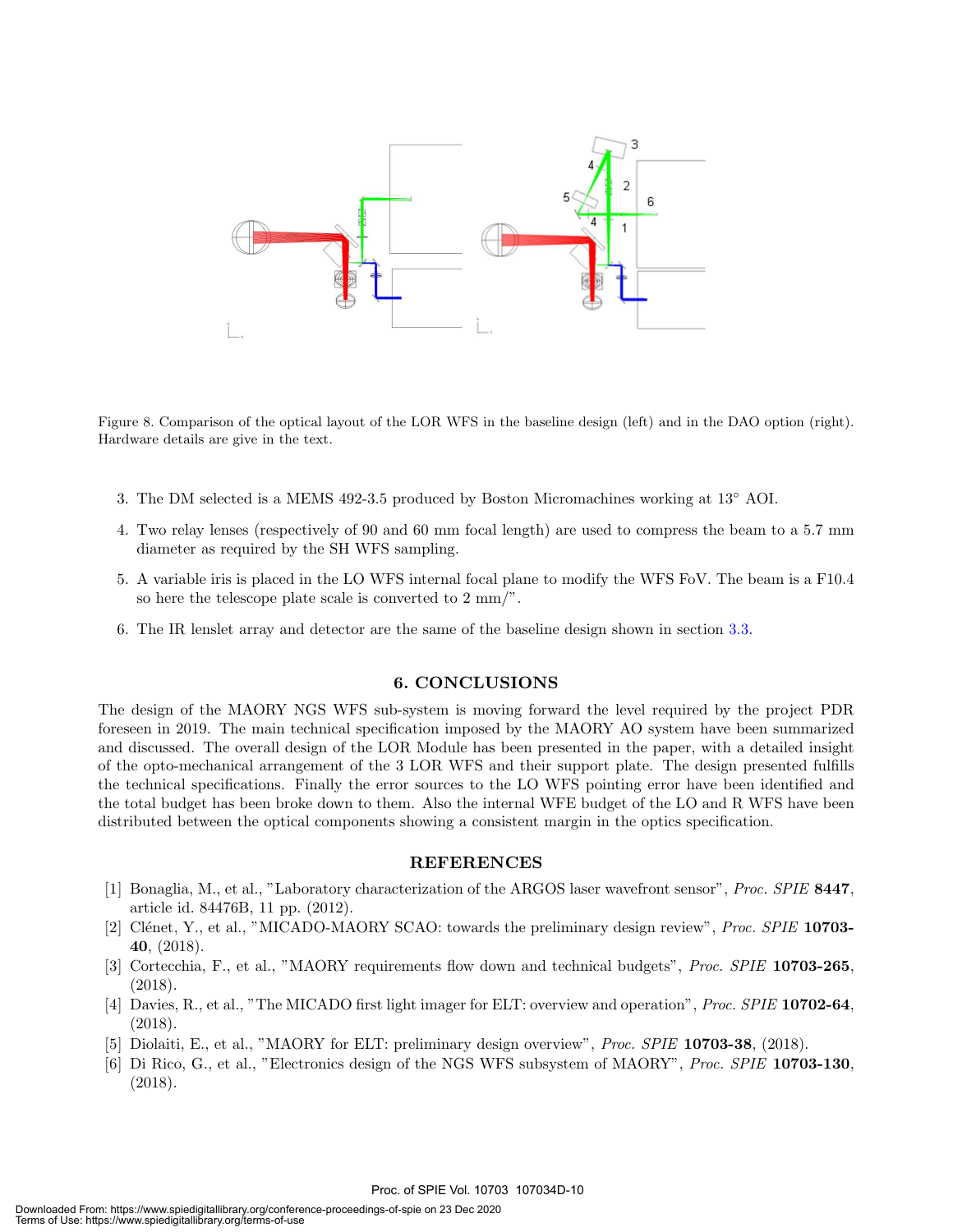Figure 8. Comparison of the optical layout of the LOR WFS in the baseline design (left) and in the DAO option (right). Hardware details are give in the text.

3. The DM selected is a MEMS 492-3.5 produced by Boston Micromachines working at 13° AOI.
4. Two relay lenses (respectively of 90 and 60 mm focal length) are used to compress the beam to a 5.7 mm diameter as required by the SH WFS sampling.
5. A variable iris is placed in the LO WFS internal focal plane to modify the WFS FoV. The beam is a F10.4 so here the telescope plate scale is converted to 2 mm/".
6. The IR lenslet array and detector are the same of the baseline design shown in section 3.3.

## 6. CONCLUSIONS

The design of the MAORY NGS WFS sub-system is moving forward the level required by the project PDR foreseen in 2019. The main technical specification imposed by the MAORY AO system have been summarized and discussed. The overall design of the LOR Module has been presented in the paper, with a detailed insight of the opto-mechanical arrangement of the 3 LOR WFS and their support plate. The design presented fulfills the technical specifications. Finally the error sources to the LO WFS pointing error have been identified and the total budget has been broke down to them. Also the internal WFE budget of the LO and R WFS have been distributed between the optical components showing a consistent margin in the optics specification.

## REFERENCES

[1] Bonaglia, M., et al., "Laboratory characterization of the ARGOS laser wavefront sensor", *Proc. SPIE* **8447**, article id. 84476B, 11 pp. (2012).

[2] Clénet, Y., et al., "MICADO-MAORY SCAO: towards the preliminary design review", *Proc. SPIE* **10703-40**, (2018).

[3] Cortecchia, F., et al., "MAORY requirements flow down and technical budgets", *Proc. SPIE* **10703-265**, (2018).

[4] Davies, R., et al., "The MICADO first light imager for ELT: overview and operation", *Proc. SPIE* **10702-64**, (2018).

[5] Diolaiti, E., et al., "MAORY for ELT: preliminary design overview", *Proc. SPIE* **10703-38**, (2018).

[6] Di Rico, G., et al., "Electronics design of the NGS WFS subsystem of MAORY", *Proc. SPIE* **10703-130**, (2018).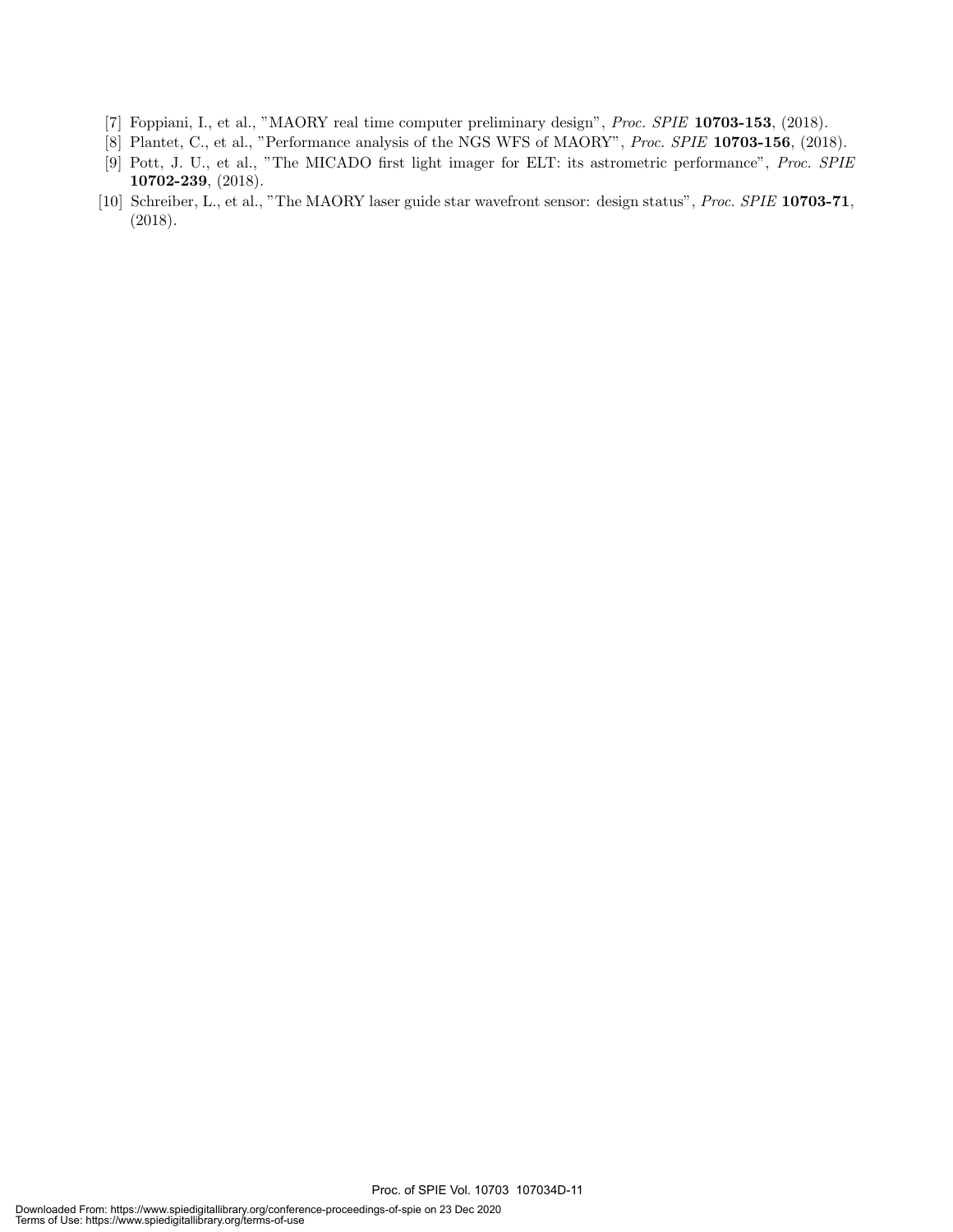[7] Foppiani, I., et al., "MAORY real time computer preliminary design", *Proc. SPIE* **10703-153**, (2018).

[8] Plantet, C., et al., "Performance analysis of the NGS WFS of MAORY", *Proc. SPIE* **10703-156**, (2018).

[9] Pott, J. U., et al., "The MICADO first light imager for ELT: its astrometric performance", *Proc. SPIE* **10702-239**, (2018).

[10] Schreiber, L., et al., "The MAORY laser guide star wavefront sensor: design status", *Proc. SPIE* **10703-71**, (2018).